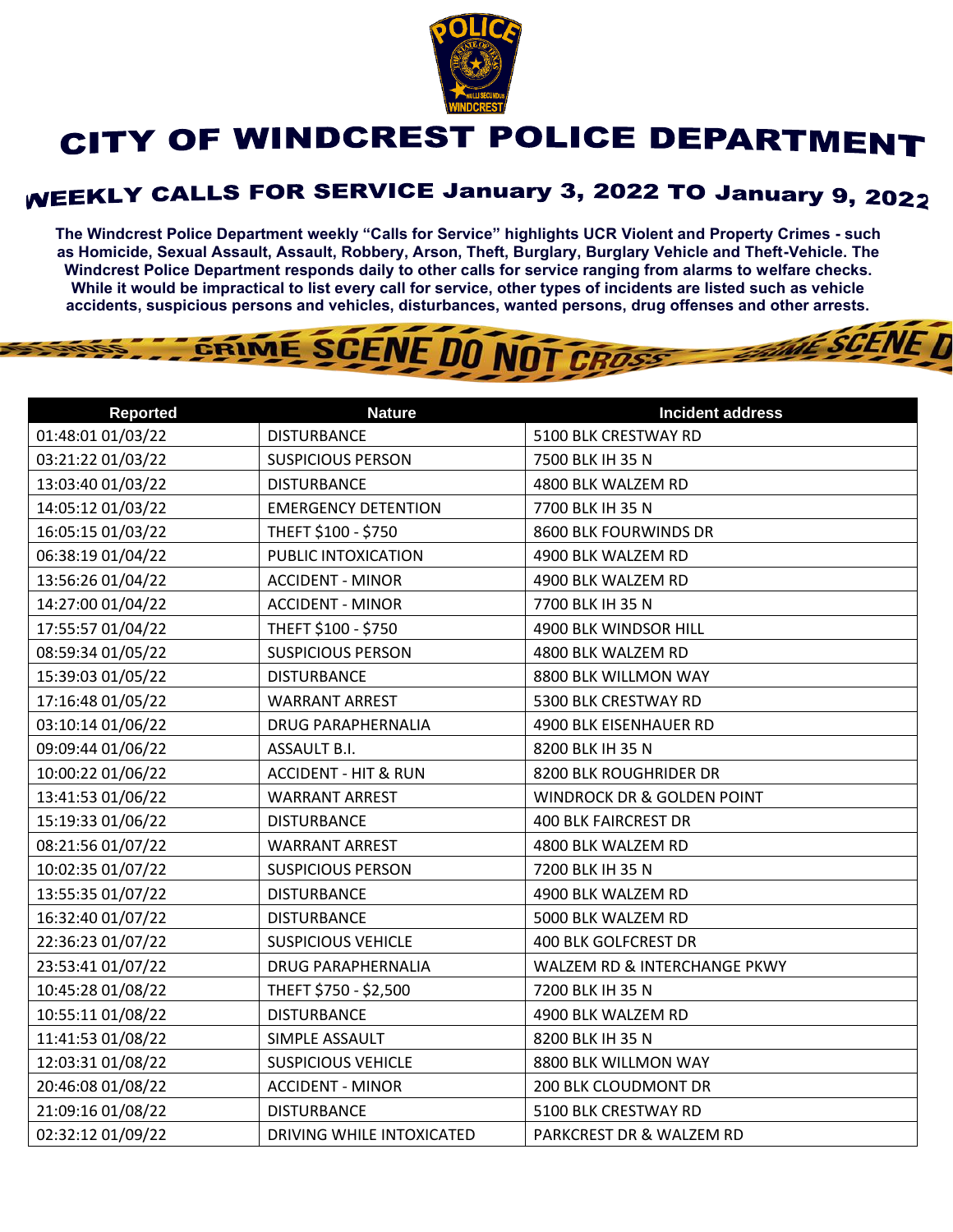# CITY OF WINDCREST POLICE DEPARTMENT

## WEEKLY CALLS FOR SERVICE January 3, 2022 TO January 9, 2022

**The Windcrest Police Department weekly "Calls for Service" highlights UCR Violent and Property Crimes - such as Homicide, Sexual Assault, Assault, Robbery, Arson, Theft, Burglary, Burglary Vehicle and Theft-Vehicle. The Windcrest Police Department responds daily to other calls for service ranging from alarms to welfare checks. While it would be impractical to list every call for service, other types of incidents are listed such as vehicle accidents, suspicious persons and vehicles, disturbances, wanted persons, drug offenses and other arrests.**

| Reported | Nature | Incident address |
|---|---|---|
| 01:48:01 01/03/22 | DISTURBANCE | 5100 BLK CRESTWAY RD |
| 03:21:22 01/03/22 | SUSPICIOUS PERSON | 7500 BLK IH 35 N |
| 13:03:40 01/03/22 | DISTURBANCE | 4800 BLK WALZEM RD |
| 14:05:12 01/03/22 | EMERGENCY DETENTION | 7700 BLK IH 35 N |
| 16:05:15 01/03/22 | THEFT $100 - $750 | 8600 BLK FOURWINDS DR |
| 06:38:19 01/04/22 | PUBLIC INTOXICATION | 4900 BLK WALZEM RD |
| 13:56:26 01/04/22 | ACCIDENT - MINOR | 4900 BLK WALZEM RD |
| 14:27:00 01/04/22 | ACCIDENT - MINOR | 7700 BLK IH 35 N |
| 17:55:57 01/04/22 | THEFT $100 - $750 | 4900 BLK WINDSOR HILL |
| 08:59:34 01/05/22 | SUSPICIOUS PERSON | 4800 BLK WALZEM RD |
| 15:39:03 01/05/22 | DISTURBANCE | 8800 BLK WILLMON WAY |
| 17:16:48 01/05/22 | WARRANT ARREST | 5300 BLK CRESTWAY RD |
| 03:10:14 01/06/22 | DRUG PARAPHERNALIA | 4900 BLK EISENHAUER RD |
| 09:09:44 01/06/22 | ASSAULT B.I. | 8200 BLK IH 35 N |
| 10:00:22 01/06/22 | ACCIDENT - HIT & RUN | 8200 BLK ROUGHRIDER DR |
| 13:41:53 01/06/22 | WARRANT ARREST | WINDROCK DR & GOLDEN POINT |
| 15:19:33 01/06/22 | DISTURBANCE | 400 BLK FAIRCREST DR |
| 08:21:56 01/07/22 | WARRANT ARREST | 4800 BLK WALZEM RD |
| 10:02:35 01/07/22 | SUSPICIOUS PERSON | 7200 BLK IH 35 N |
| 13:55:35 01/07/22 | DISTURBANCE | 4900 BLK WALZEM RD |
| 16:32:40 01/07/22 | DISTURBANCE | 5000 BLK WALZEM RD |
| 22:36:23 01/07/22 | SUSPICIOUS VEHICLE | 400 BLK GOLFCREST DR |
| 23:53:41 01/07/22 | DRUG PARAPHERNALIA | WALZEM RD & INTERCHANGE PKWY |
| 10:45:28 01/08/22 | THEFT $750 - $2,500 | 7200 BLK IH 35 N |
| 10:55:11 01/08/22 | DISTURBANCE | 4900 BLK WALZEM RD |
| 11:41:53 01/08/22 | SIMPLE ASSAULT | 8200 BLK IH 35 N |
| 12:03:31 01/08/22 | SUSPICIOUS VEHICLE | 8800 BLK WILLMON WAY |
| 20:46:08 01/08/22 | ACCIDENT - MINOR | 200 BLK CLOUDMONT DR |
| 21:09:16 01/08/22 | DISTURBANCE | 5100 BLK CRESTWAY RD |
| 02:32:12 01/09/22 | DRIVING WHILE INTOXICATED | PARKCREST DR & WALZEM RD |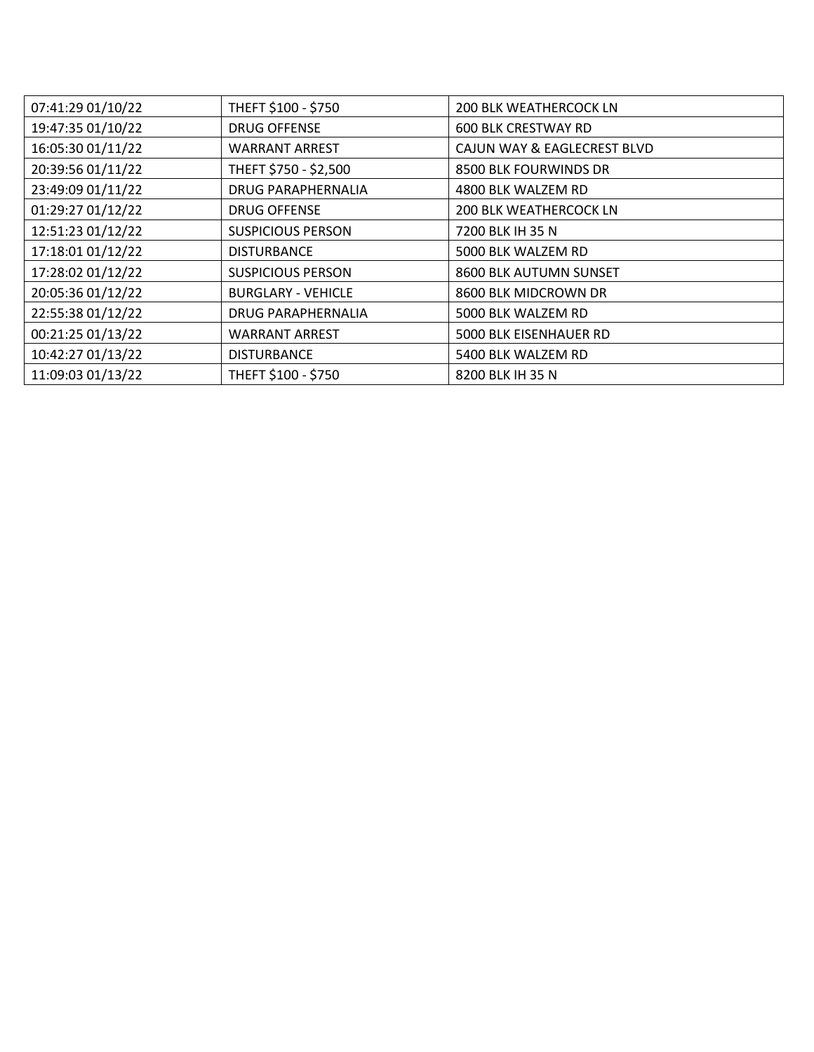| | | |
|---|---|---|
| 07:41:29 01/10/22 | THEFT $100 - $750 | 200 BLK WEATHERCOCK LN |
| 19:47:35 01/10/22 | DRUG OFFENSE | 600 BLK CRESTWAY RD |
| 16:05:30 01/11/22 | WARRANT ARREST | CAJUN WAY & EAGLECREST BLVD |
| 20:39:56 01/11/22 | THEFT $750 - $2,500 | 8500 BLK FOURWINDS DR |
| 23:49:09 01/11/22 | DRUG PARAPHERNALIA | 4800 BLK WALZEM RD |
| 01:29:27 01/12/22 | DRUG OFFENSE | 200 BLK WEATHERCOCK LN |
| 12:51:23 01/12/22 | SUSPICIOUS PERSON | 7200 BLK IH 35 N |
| 17:18:01 01/12/22 | DISTURBANCE | 5000 BLK WALZEM RD |
| 17:28:02 01/12/22 | SUSPICIOUS PERSON | 8600 BLK AUTUMN SUNSET |
| 20:05:36 01/12/22 | BURGLARY - VEHICLE | 8600 BLK MIDCROWN DR |
| 22:55:38 01/12/22 | DRUG PARAPHERNALIA | 5000 BLK WALZEM RD |
| 00:21:25 01/13/22 | WARRANT ARREST | 5000 BLK EISENHAUER RD |
| 10:42:27 01/13/22 | DISTURBANCE | 5400 BLK WALZEM RD |
| 11:09:03 01/13/22 | THEFT $100 - $750 | 8200 BLK IH 35 N |